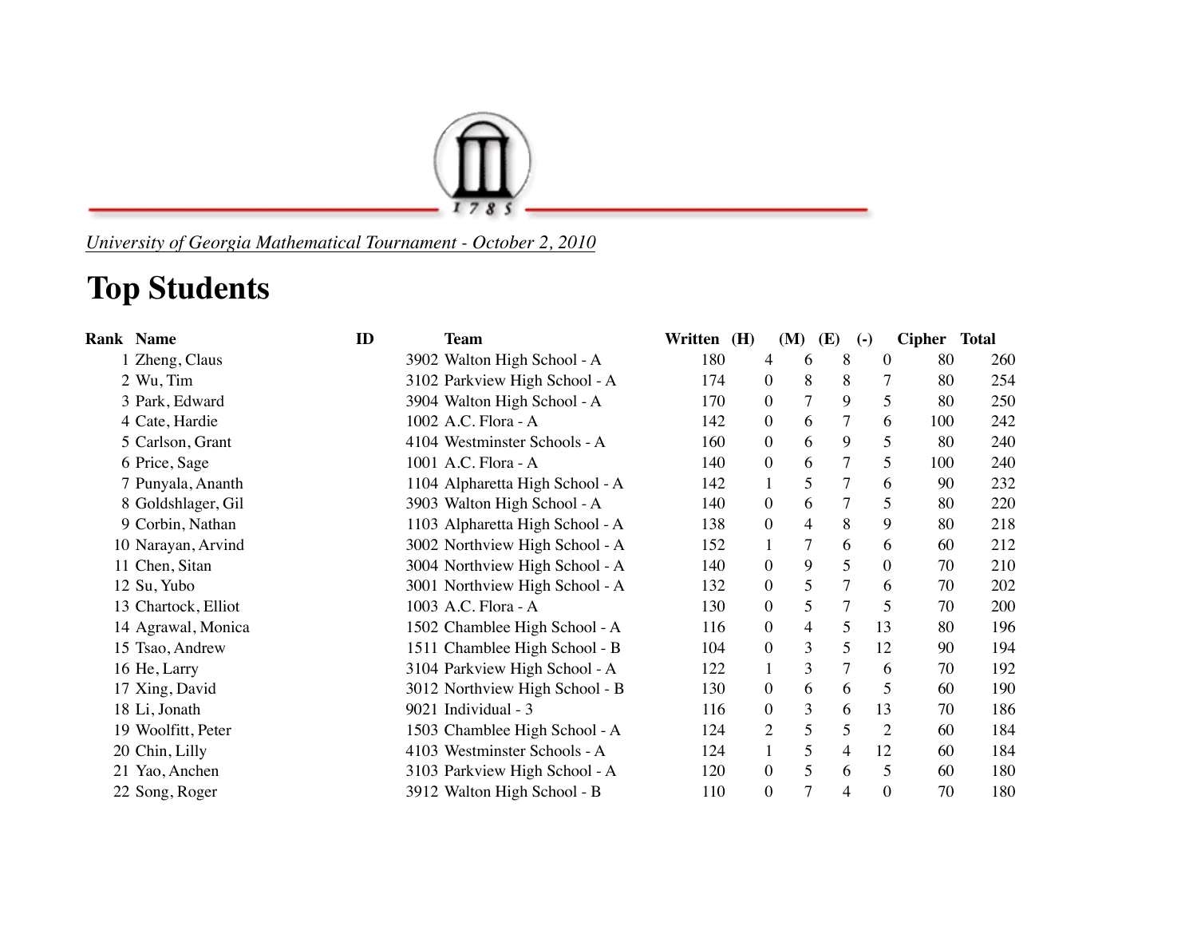*University of Georgia Mathematical Tournament - October 2, 2010*

# Top Students

| Rank | Name | ID | Team | Written | (H) | (M) | (E) | (-) | Cipher | Total |
|---|---|---|---|---|---|---|---|---|---|---|
| 1 | Zheng, Claus | 3902 | Walton High School - A | 180 | 4 | 6 | 8 | 0 | 80 | 260 |
| 2 | Wu, Tim | 3102 | Parkview High School - A | 174 | 0 | 8 | 8 | 7 | 80 | 254 |
| 3 | Park, Edward | 3904 | Walton High School - A | 170 | 0 | 7 | 9 | 5 | 80 | 250 |
| 4 | Cate, Hardie | 1002 | A.C. Flora - A | 142 | 0 | 6 | 7 | 6 | 100 | 242 |
| 5 | Carlson, Grant | 4104 | Westminster Schools - A | 160 | 0 | 6 | 9 | 5 | 80 | 240 |
| 6 | Price, Sage | 1001 | A.C. Flora - A | 140 | 0 | 6 | 7 | 5 | 100 | 240 |
| 7 | Punyala, Ananth | 1104 | Alpharetta High School - A | 142 | 1 | 5 | 7 | 6 | 90 | 232 |
| 8 | Goldshlager, Gil | 3903 | Walton High School - A | 140 | 0 | 6 | 7 | 5 | 80 | 220 |
| 9 | Corbin, Nathan | 1103 | Alpharetta High School - A | 138 | 0 | 4 | 8 | 9 | 80 | 218 |
| 10 | Narayan, Arvind | 3002 | Northview High School - A | 152 | 1 | 7 | 6 | 6 | 60 | 212 |
| 11 | Chen, Sitan | 3004 | Northview High School - A | 140 | 0 | 9 | 5 | 0 | 70 | 210 |
| 12 | Su, Yubo | 3001 | Northview High School - A | 132 | 0 | 5 | 7 | 6 | 70 | 202 |
| 13 | Chartock, Elliot | 1003 | A.C. Flora - A | 130 | 0 | 5 | 7 | 5 | 70 | 200 |
| 14 | Agrawal, Monica | 1502 | Chamblee High School - A | 116 | 0 | 4 | 5 | 13 | 80 | 196 |
| 15 | Tsao, Andrew | 1511 | Chamblee High School - B | 104 | 0 | 3 | 5 | 12 | 90 | 194 |
| 16 | He, Larry | 3104 | Parkview High School - A | 122 | 1 | 3 | 7 | 6 | 70 | 192 |
| 17 | Xing, David | 3012 | Northview High School - B | 130 | 0 | 6 | 6 | 5 | 60 | 190 |
| 18 | Li, Jonath | 9021 | Individual - 3 | 116 | 0 | 3 | 6 | 13 | 70 | 186 |
| 19 | Woolfitt, Peter | 1503 | Chamblee High School - A | 124 | 2 | 5 | 5 | 2 | 60 | 184 |
| 20 | Chin, Lilly | 4103 | Westminster Schools - A | 124 | 1 | 5 | 4 | 12 | 60 | 184 |
| 21 | Yao, Anchen | 3103 | Parkview High School - A | 120 | 0 | 5 | 6 | 5 | 60 | 180 |
| 22 | Song, Roger | 3912 | Walton High School - B | 110 | 0 | 7 | 4 | 0 | 70 | 180 |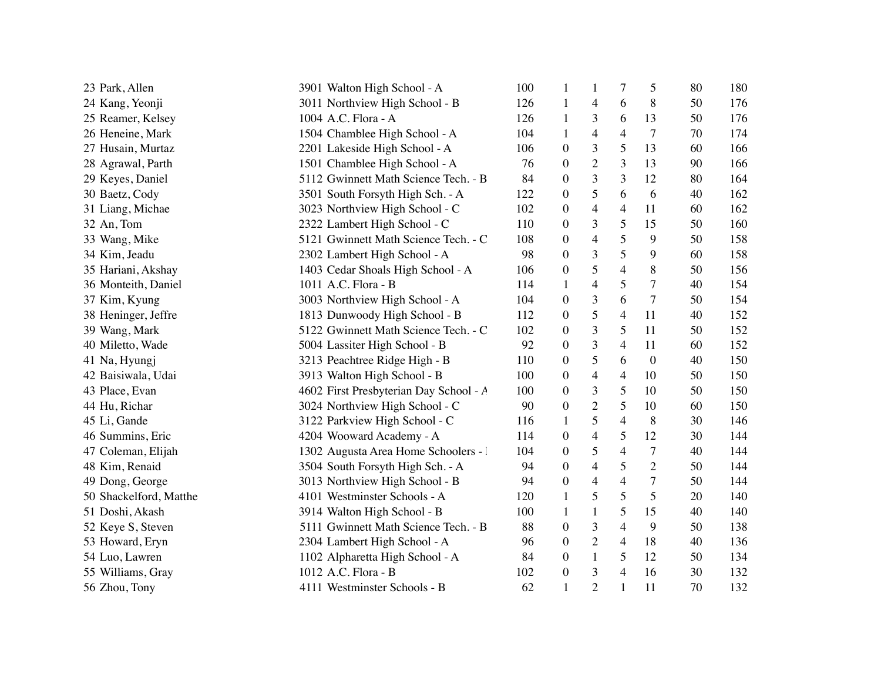| | | | | | | | | |
|---|---|---|---|---|---|---|---|---|
| 23 Park, Allen | 3901 Walton High School - A | 100 | 1 | 1 | 7 | 5 | 80 | 180 |
| 24 Kang, Yeonji | 3011 Northview High School - B | 126 | 1 | 4 | 6 | 8 | 50 | 176 |
| 25 Reamer, Kelsey | 1004 A.C. Flora - A | 126 | 1 | 3 | 6 | 13 | 50 | 176 |
| 26 Heneine, Mark | 1504 Chamblee High School - A | 104 | 1 | 4 | 4 | 7 | 70 | 174 |
| 27 Husain, Murtaz | 2201 Lakeside High School - A | 106 | 0 | 3 | 5 | 13 | 60 | 166 |
| 28 Agrawal, Parth | 1501 Chamblee High School - A | 76 | 0 | 2 | 3 | 13 | 90 | 166 |
| 29 Keyes, Daniel | 5112 Gwinnett Math Science Tech. - B | 84 | 0 | 3 | 3 | 12 | 80 | 164 |
| 30 Baetz, Cody | 3501 South Forsyth High Sch. - A | 122 | 0 | 5 | 6 | 6 | 40 | 162 |
| 31 Liang, Michae | 3023 Northview High School - C | 102 | 0 | 4 | 4 | 11 | 60 | 162 |
| 32 An, Tom | 2322 Lambert High School - C | 110 | 0 | 3 | 5 | 15 | 50 | 160 |
| 33 Wang, Mike | 5121 Gwinnett Math Science Tech. - C | 108 | 0 | 4 | 5 | 9 | 50 | 158 |
| 34 Kim, Jeadu | 2302 Lambert High School - A | 98 | 0 | 3 | 5 | 9 | 60 | 158 |
| 35 Hariani, Akshay | 1403 Cedar Shoals High School - A | 106 | 0 | 5 | 4 | 8 | 50 | 156 |
| 36 Monteith, Daniel | 1011 A.C. Flora - B | 114 | 1 | 4 | 5 | 7 | 40 | 154 |
| 37 Kim, Kyung | 3003 Northview High School - A | 104 | 0 | 3 | 6 | 7 | 50 | 154 |
| 38 Heninger, Jeffre | 1813 Dunwoody High School - B | 112 | 0 | 5 | 4 | 11 | 40 | 152 |
| 39 Wang, Mark | 5122 Gwinnett Math Science Tech. - C | 102 | 0 | 3 | 5 | 11 | 50 | 152 |
| 40 Miletto, Wade | 5004 Lassiter High School - B | 92 | 0 | 3 | 4 | 11 | 60 | 152 |
| 41 Na, Hyungj | 3213 Peachtree Ridge High - B | 110 | 0 | 5 | 6 | 0 | 40 | 150 |
| 42 Baisiwala, Udai | 3913 Walton High School - B | 100 | 0 | 4 | 4 | 10 | 50 | 150 |
| 43 Place, Evan | 4602 First Presbyterian Day School - A | 100 | 0 | 3 | 5 | 10 | 50 | 150 |
| 44 Hu, Richar | 3024 Northview High School - C | 90 | 0 | 2 | 5 | 10 | 60 | 150 |
| 45 Li, Gande | 3122 Parkview High School - C | 116 | 1 | 5 | 4 | 8 | 30 | 146 |
| 46 Summins, Eric | 4204 Wooward Academy - A | 114 | 0 | 4 | 5 | 12 | 30 | 144 |
| 47 Coleman, Elijah | 1302 Augusta Area Home Schoolers - | 104 | 0 | 5 | 4 | 7 | 40 | 144 |
| 48 Kim, Renaid | 3504 South Forsyth High Sch. - A | 94 | 0 | 4 | 5 | 2 | 50 | 144 |
| 49 Dong, George | 3013 Northview High School - B | 94 | 0 | 4 | 4 | 7 | 50 | 144 |
| 50 Shackelford, Matthe | 4101 Westminster Schools - A | 120 | 1 | 5 | 5 | 5 | 20 | 140 |
| 51 Doshi, Akash | 3914 Walton High School - B | 100 | 1 | 1 | 5 | 15 | 40 | 140 |
| 52 Keye S, Steven | 5111 Gwinnett Math Science Tech. - B | 88 | 0 | 3 | 4 | 9 | 50 | 138 |
| 53 Howard, Eryn | 2304 Lambert High School - A | 96 | 0 | 2 | 4 | 18 | 40 | 136 |
| 54 Luo, Lawren | 1102 Alpharetta High School - A | 84 | 0 | 1 | 5 | 12 | 50 | 134 |
| 55 Williams, Gray | 1012 A.C. Flora - B | 102 | 0 | 3 | 4 | 16 | 30 | 132 |
| 56 Zhou, Tony | 4111 Westminster Schools - B | 62 | 1 | 2 | 1 | 11 | 70 | 132 |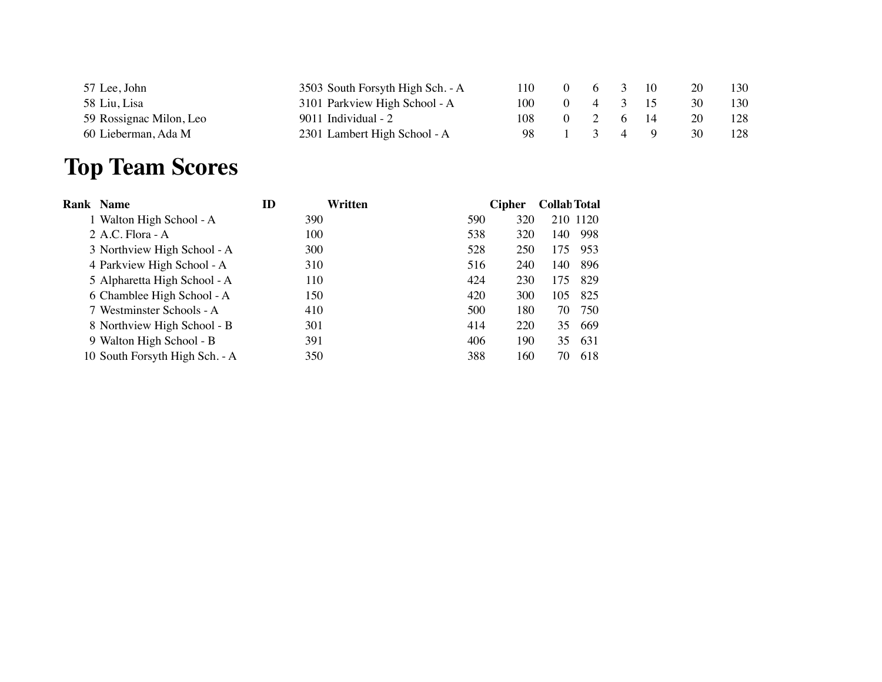| | | | | | | | | | | |
|---|---|---|---|---|---|---|---|---|---|---|
| 57 | Lee, John | 3503 | South Forsyth High Sch. - A | 110 | 0 | 6 | 3 | 10 | 20 | 130 |
| 58 | Liu, Lisa | 3101 | Parkview High School - A | 100 | 0 | 4 | 3 | 15 | 30 | 130 |
| 59 | Rossignac Milon, Leo | 9011 | Individual - 2 | 108 | 0 | 2 | 6 | 14 | 20 | 128 |
| 60 | Lieberman, Ada M | 2301 | Lambert High School - A | 98 | 1 | 3 | 4 | 9 | 30 | 128 |

# Top Team Scores

| Rank | Name | ID | Written | Cipher | Collab | Total |
|---|---|---|---|---|---|---|
| 1 | Walton High School - A | 390 | 590 | 320 | 210 | 1120 |
| 2 | A.C. Flora - A | 100 | 538 | 320 | 140 | 998 |
| 3 | Northview High School - A | 300 | 528 | 250 | 175 | 953 |
| 4 | Parkview High School - A | 310 | 516 | 240 | 140 | 896 |
| 5 | Alpharetta High School - A | 110 | 424 | 230 | 175 | 829 |
| 6 | Chamblee High School - A | 150 | 420 | 300 | 105 | 825 |
| 7 | Westminster Schools - A | 410 | 500 | 180 | 70 | 750 |
| 8 | Northview High School - B | 301 | 414 | 220 | 35 | 669 |
| 9 | Walton High School - B | 391 | 406 | 190 | 35 | 631 |
| 10 | South Forsyth High Sch. - A | 350 | 388 | 160 | 70 | 618 |